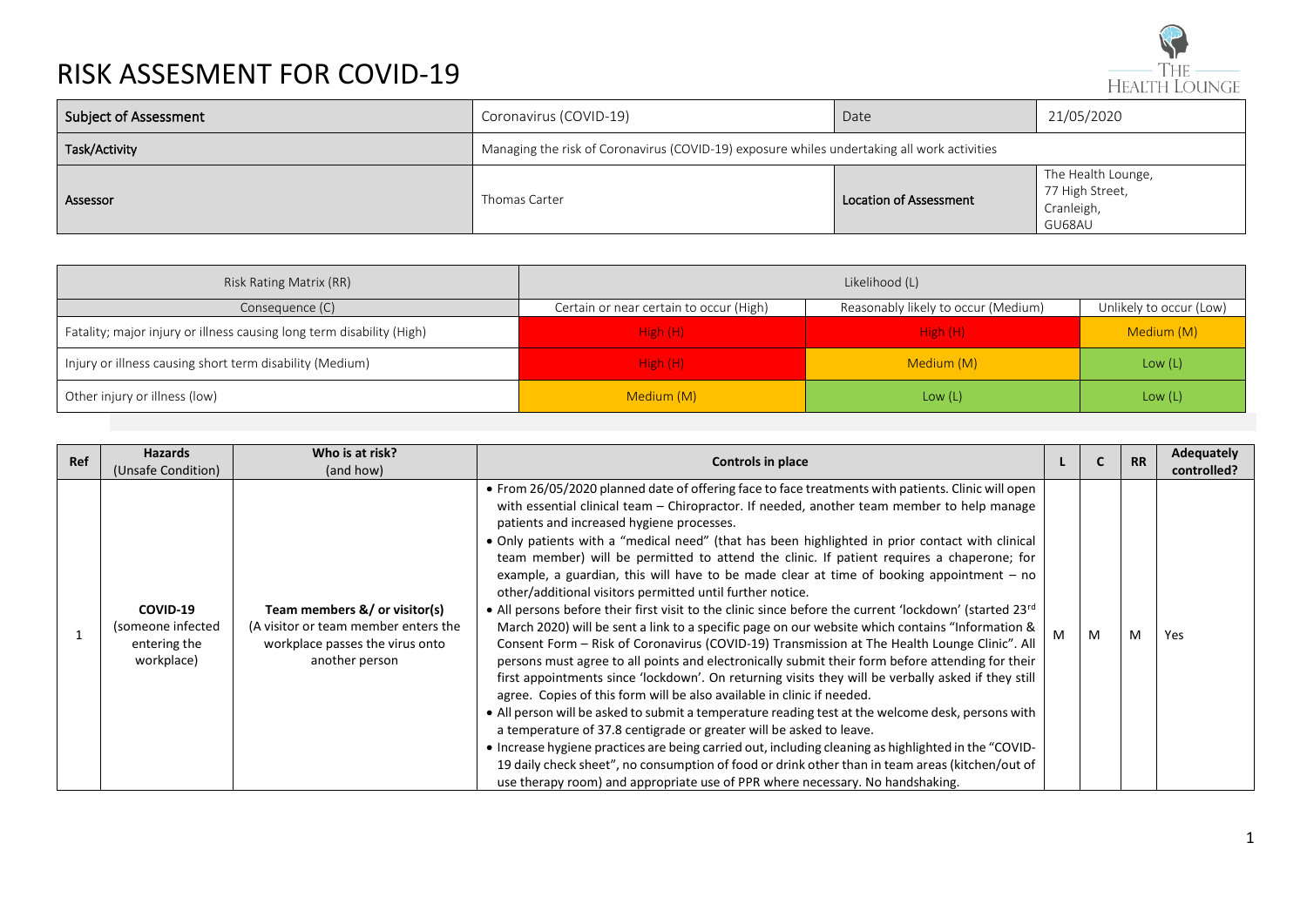# RISK ASSESMENT FOR COVID-19

| Subject of Assessment | Coronavirus (COVID-19) | Date | 21/05/2020 |
|---|---|---|---|
| Task/Activity | Managing the risk of Coronavirus (COVID-19) exposure whiles undertaking all work activities | | |
| Assessor | Thomas Carter | Location of Assessment | The Health Lounge, 77 High Street, Cranleigh, GU68AU |

| Risk Rating Matrix (RR) | Likelihood (L) | | |
|---|---|---|---|
| Consequence (C) | Certain or near certain to occur (High) | Reasonably likely to occur (Medium) | Unlikely to occur (Low) |
| Fatality; major injury or illness causing long term disability (High) | High (H) | High (H) | Medium (M) |
| Injury or illness causing short term disability (Medium) | High (H) | Medium (M) | Low (L) |
| Other injury or illness (low) | Medium (M) | Low (L) | Low (L) |

| Ref | Hazards (Unsafe Condition) | Who is at risk? (and how) | Controls in place | L | C | RR | Adequately controlled? |
|---|---|---|---|---|---|---|---|
| 1 | **COVID-19** (someone infected entering the workplace) | **Team members &/ or visitor(s)** (A visitor or team member enters the workplace passes the virus onto another person | • From 26/05/2020 planned date of offering face to face treatments with patients. Clinic will open with essential clinical team – Chiropractor. If needed, another team member to help manage patients and increased hygiene processes.<br>• Only patients with a "medical need" (that has been highlighted in prior contact with clinical team member) will be permitted to attend the clinic. If patient requires a chaperone; for example, a guardian, this will have to be made clear at time of booking appointment – no other/additional visitors permitted until further notice.<br>• All persons before their first visit to the clinic since before the current 'lockdown' (started 23rd March 2020) will be sent a link to a specific page on our website which contains "Information & Consent Form – Risk of Coronavirus (COVID-19) Transmission at The Health Lounge Clinic". All persons must agree to all points and electronically submit their form before attending for their first appointments since 'lockdown'. On returning visits they will be verbally asked if they still agree. Copies of this form will be also available in clinic if needed.<br>• All person will be asked to submit a temperature reading test at the welcome desk, persons with a temperature of 37.8 centigrade or greater will be asked to leave.<br>• Increase hygiene practices are being carried out, including cleaning as highlighted in the "COVID-19 daily check sheet", no consumption of food or drink other than in team areas (kitchen/out of use therapy room) and appropriate use of PPR where necessary. No handshaking. | M | M | M | Yes |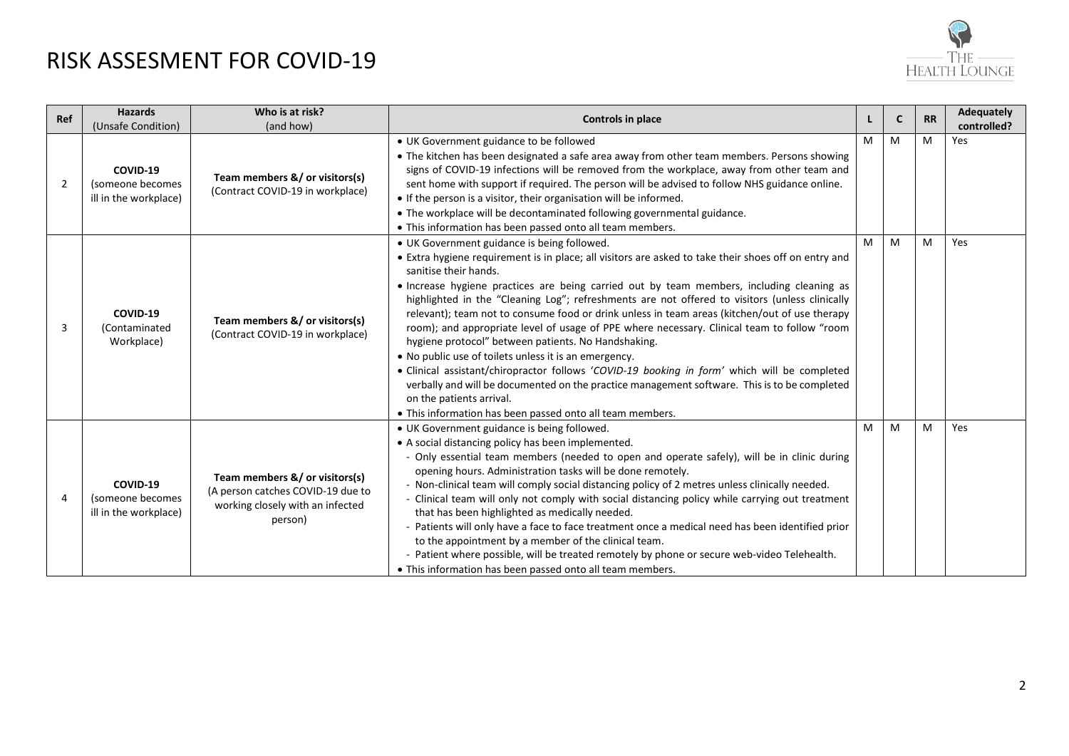# RISK ASSESMENT FOR COVID-19

| Ref | Hazards (Unsafe Condition) | Who is at risk? (and how) | Controls in place | L | C | RR | Adequately controlled? |
|---|---|---|---|---|---|---|---|
| 2 | **COVID-19** (someone becomes ill in the workplace) | **Team members &/ or visitors(s)** (Contract COVID-19 in workplace) | • UK Government guidance to be followed<br>• The kitchen has been designated a safe area away from other team members. Persons showing signs of COVID-19 infections will be removed from the workplace, away from other team and sent home with support if required. The person will be advised to follow NHS guidance online.<br>• If the person is a visitor, their organisation will be informed.<br>• The workplace will be decontaminated following governmental guidance.<br>• This information has been passed onto all team members. | M | M | M | Yes |
| 3 | **COVID-19** (Contaminated Workplace) | **Team members &/ or visitors(s)** (Contract COVID-19 in workplace) | • UK Government guidance is being followed.<br>• Extra hygiene requirement is in place; all visitors are asked to take their shoes off on entry and sanitise their hands.<br>• Increase hygiene practices are being carried out by team members, including cleaning as highlighted in the "Cleaning Log"; refreshments are not offered to visitors (unless clinically relevant); team not to consume food or drink unless in team areas (kitchen/out of use therapy room); and appropriate level of usage of PPE where necessary. Clinical team to follow "room hygiene protocol" between patients. No Handshaking.<br>• No public use of toilets unless it is an emergency.<br>• Clinical assistant/chiropractor follows '*COVID-19 booking in form*' which will be completed verbally and will be documented on the practice management software. This is to be completed on the patients arrival.<br>• This information has been passed onto all team members. | M | M | M | Yes |
| 4 | **COVID-19** (someone becomes ill in the workplace) | **Team members &/ or visitors(s)** (A person catches COVID-19 due to working closely with an infected person) | • UK Government guidance is being followed.<br>• A social distancing policy has been implemented.<br>- Only essential team members (needed to open and operate safely), will be in clinic during opening hours. Administration tasks will be done remotely.<br>- Non-clinical team will comply social distancing policy of 2 metres unless clinically needed.<br>- Clinical team will only not comply with social distancing policy while carrying out treatment that has been highlighted as medically needed.<br>- Patients will only have a face to face treatment once a medical need has been identified prior to the appointment by a member of the clinical team.<br>- Patient where possible, will be treated remotely by phone or secure web-video Telehealth.<br>• This information has been passed onto all team members. | M | M | M | Yes |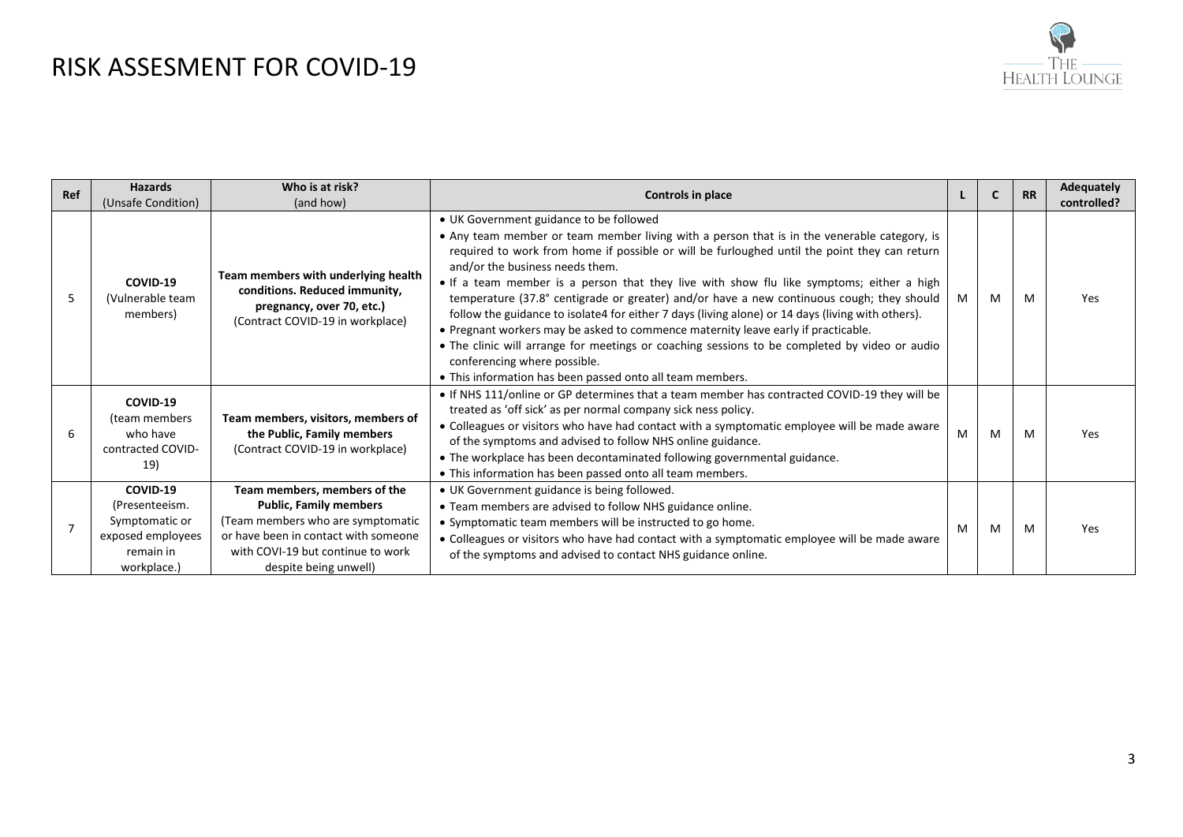# RISK ASSESMENT FOR COVID-19

| Ref | Hazards (Unsafe Condition) | Who is at risk? (and how) | Controls in place | L | C | RR | Adequately controlled? |
|---|---|---|---|---|---|---|---|
| 5 | **COVID-19** (Vulnerable team members) | **Team members with underlying health conditions. Reduced immunity, pregnancy, over 70, etc.** (Contract COVID-19 in workplace) | • UK Government guidance to be followed<br>• Any team member or team member living with a person that is in the venerable category, is required to work from home if possible or will be furloughed until the point they can return and/or the business needs them.<br>• If a team member is a person that they live with show flu like symptoms; either a high temperature (37.8° centigrade or greater) and/or have a new continuous cough; they should follow the guidance to isolate4 for either 7 days (living alone) or 14 days (living with others).<br>• Pregnant workers may be asked to commence maternity leave early if practicable.<br>• The clinic will arrange for meetings or coaching sessions to be completed by video or audio conferencing where possible.<br>• This information has been passed onto all team members. | M | M | M | Yes |
| 6 | **COVID-19** (team members who have contracted COVID-19) | **Team members, visitors, members of the Public, Family members** (Contract COVID-19 in workplace) | • If NHS 111/online or GP determines that a team member has contracted COVID-19 they will be treated as 'off sick' as per normal company sick ness policy.<br>• Colleagues or visitors who have had contact with a symptomatic employee will be made aware of the symptoms and advised to follow NHS online guidance.<br>• The workplace has been decontaminated following governmental guidance.<br>• This information has been passed onto all team members. | M | M | M | Yes |
| 7 | **COVID-19** (Presenteeism. Symptomatic or exposed employees remain in workplace.) | **Team members, members of the Public, Family members** (Team members who are symptomatic or have been in contact with someone with COVI-19 but continue to work despite being unwell) | • UK Government guidance is being followed.<br>• Team members are advised to follow NHS guidance online.<br>• Symptomatic team members will be instructed to go home.<br>• Colleagues or visitors who have had contact with a symptomatic employee will be made aware of the symptoms and advised to contact NHS guidance online. | M | M | M | Yes |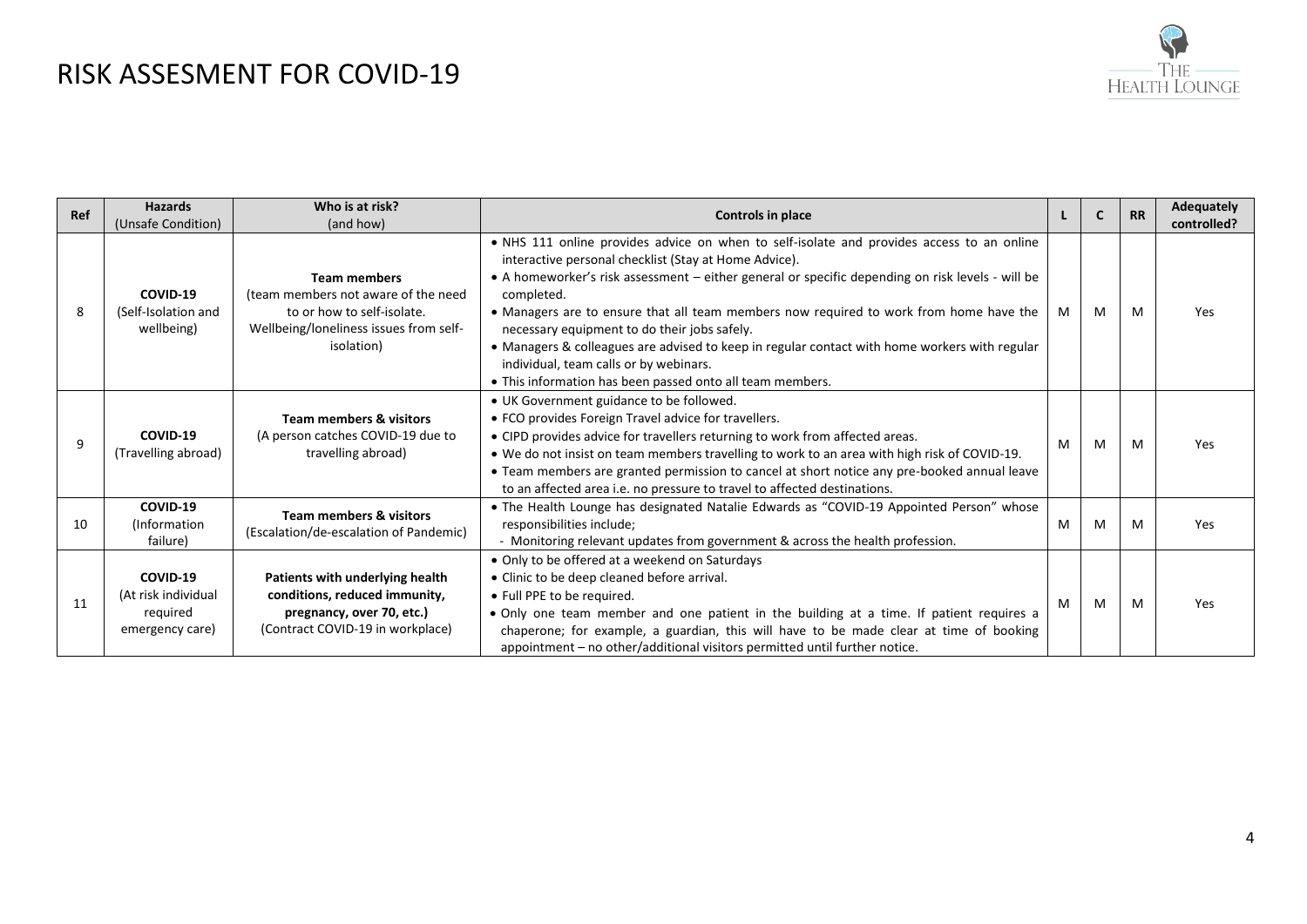# RISK ASSESMENT FOR COVID-19

| Ref | Hazards (Unsafe Condition) | Who is at risk? (and how) | Controls in place | L | C | RR | Adequately controlled? |
|---|---|---|---|---|---|---|---|
| 8 | **COVID-19** (Self-Isolation and wellbeing) | **Team members** (team members not aware of the need to or how to self-isolate. Wellbeing/loneliness issues from self-isolation) | • NHS 111 online provides advice on when to self-isolate and provides access to an online interactive personal checklist (Stay at Home Advice).<br>• A homeworker's risk assessment – either general or specific depending on risk levels - will be completed.<br>• Managers are to ensure that all team members now required to work from home have the necessary equipment to do their jobs safely.<br>• Managers & colleagues are advised to keep in regular contact with home workers with regular individual, team calls or by webinars.<br>• This information has been passed onto all team members. | M | M | M | Yes |
| 9 | **COVID-19** (Travelling abroad) | **Team members & visitors** (A person catches COVID-19 due to travelling abroad) | • UK Government guidance to be followed.<br>• FCO provides Foreign Travel advice for travellers.<br>• CIPD provides advice for travellers returning to work from affected areas.<br>• We do not insist on team members travelling to work to an area with high risk of COVID-19.<br>• Team members are granted permission to cancel at short notice any pre-booked annual leave to an affected area i.e. no pressure to travel to affected destinations. | M | M | M | Yes |
| 10 | **COVID-19** (Information failure) | **Team members & visitors** (Escalation/de-escalation of Pandemic) | • The Health Lounge has designated Natalie Edwards as "COVID-19 Appointed Person" whose responsibilities include;<br>- Monitoring relevant updates from government & across the health profession. | M | M | M | Yes |
| 11 | **COVID-19** (At risk individual required emergency care) | **Patients with underlying health conditions, reduced immunity, pregnancy, over 70, etc.)** (Contract COVID-19 in workplace) | • Only to be offered at a weekend on Saturdays<br>• Clinic to be deep cleaned before arrival.<br>• Full PPE to be required.<br>• Only one team member and one patient in the building at a time. If patient requires a chaperone; for example, a guardian, this will have to be made clear at time of booking appointment – no other/additional visitors permitted until further notice. | M | M | M | Yes |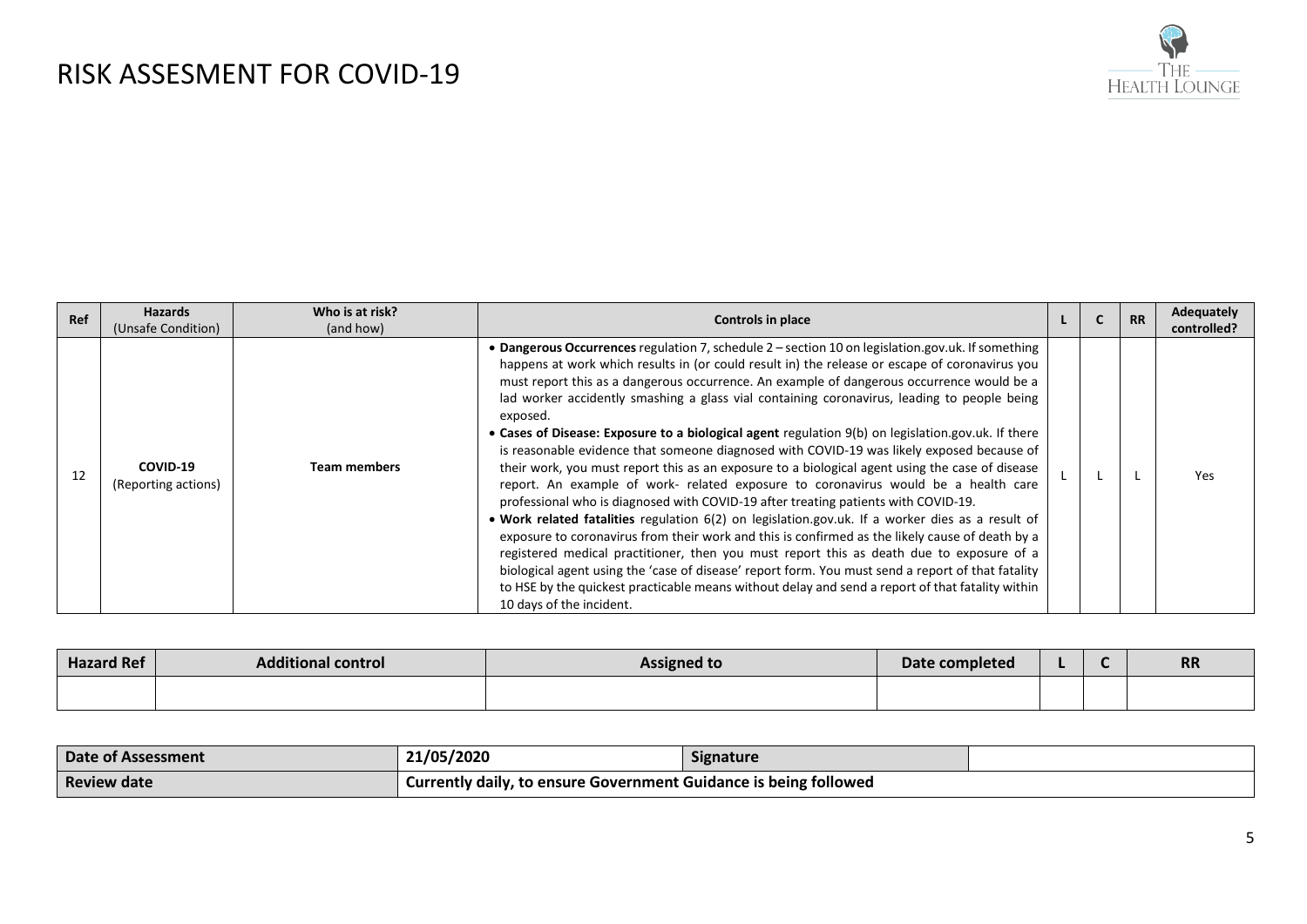# RISK ASSESMENT FOR COVID-19

| Ref | Hazards (Unsafe Condition) | Who is at risk? (and how) | Controls in place | L | C | RR | Adequately controlled? |
|---|---|---|---|---|---|---|---|
| 12 | **COVID-19** (Reporting actions) | **Team members** | • **Dangerous Occurrences** regulation 7, schedule 2 – section 10 on legislation.gov.uk. If something happens at work which results in (or could result in) the release or escape of coronavirus you must report this as a dangerous occurrence. An example of dangerous occurrence would be a lad worker accidently smashing a glass vial containing coronavirus, leading to people being exposed.<br>• **Cases of Disease: Exposure to a biological agent** regulation 9(b) on legislation.gov.uk. If there is reasonable evidence that someone diagnosed with COVID-19 was likely exposed because of their work, you must report this as an exposure to a biological agent using the case of disease report. An example of work- related exposure to coronavirus would be a health care professional who is diagnosed with COVID-19 after treating patients with COVID-19.<br>• **Work related fatalities** regulation 6(2) on legislation.gov.uk. If a worker dies as a result of exposure to coronavirus from their work and this is confirmed as the likely cause of death by a registered medical practitioner, then you must report this as death due to exposure of a biological agent using the 'case of disease' report form. You must send a report of that fatality to HSE by the quickest practicable means without delay and send a report of that fatality within 10 days of the incident. | L | L | L | Yes |

| Hazard Ref | Additional control | Assigned to | Date completed | L | C | RR |
|---|---|---|---|---|---|---|
| | | | | | | |

| Date of Assessment | 21/05/2020 | Signature | |
|---|---|---|---|
| Review date | Currently daily, to ensure Government Guidance is being followed | | |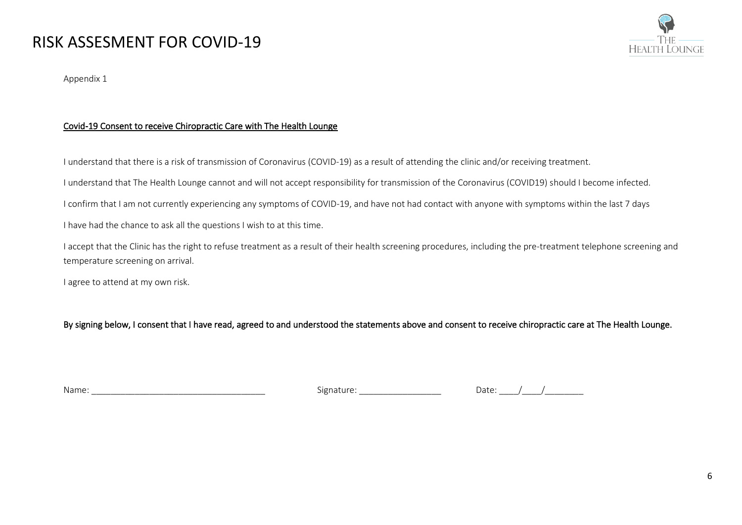# RISK ASSESMENT FOR COVID-19

Appendix 1

**Covid-19 Consent to receive Chiropractic Care with The Health Lounge**

I understand that there is a risk of transmission of Coronavirus (COVID-19) as a result of attending the clinic and/or receiving treatment.

I understand that The Health Lounge cannot and will not accept responsibility for transmission of the Coronavirus (COVID19) should I become infected.

I confirm that I am not currently experiencing any symptoms of COVID-19, and have not had contact with anyone with symptoms within the last 7 days

I have had the chance to ask all the questions I wish to at this time.

I accept that the Clinic has the right to refuse treatment as a result of their health screening procedures, including the pre-treatment telephone screening and temperature screening on arrival.

I agree to attend at my own risk.

**By signing below, I consent that I have read, agreed to and understood the statements above and consent to receive chiropractic care at The Health Lounge.**

Name: ___________________________________ Signature: _________________ Date: ____/____/________